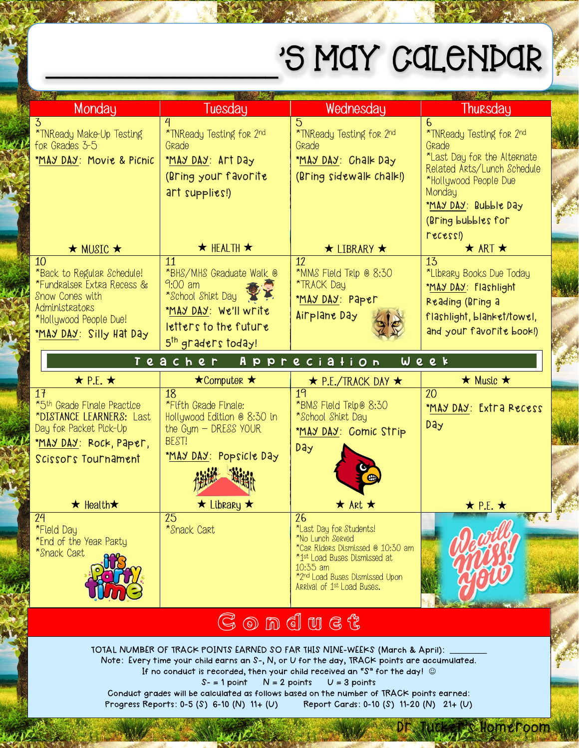# ________________'S May Calendar

| Monday | Tuesday | Wednesday | Thursday |
|---|---|---|---|
| 3<br>*TNReady Make-Up Testing for Grades 3-5<br>*MAY DAY: Movie & Picnic<br>★ MUSIC ★ | 4<br>*TNReady Testing for 2nd Grade<br>*MAY DAY: Art Day (Bring your favorite art supplies!)<br>★ HEALTH ★ | 5<br>*TNReady Testing for 2nd Grade<br>*MAY DAY: Chalk Day (Bring sidewalk chalk!)<br>★ LIBRARY ★ | 6<br>*TNReady Testing for 2nd Grade<br>*Last Day for the Alternate Related Arts/Lunch Schedule<br>*Hollywood People Due Monday<br>*MAY DAY: Bubble Day (Bring bubbles for recess!)<br>★ ART ★ |
| 10<br>*Back to Regular Schedule!<br>*Fundraiser Extra Recess & Snow Cones with Administrators<br>*Hollywood People Due!<br>*MAY DAY: Silly Hat Day | 11<br>*BHS/MHS Graduate Walk @ 9:00 am<br>*School Shirt Day<br>*MAY DAY: We'll write letters to the future 5th graders today! | 12<br>*MMS Field Trip @ 8:30<br>*TRACK Day<br>*MAY DAY: Paper Airplane Day | 13<br>*Library Books Due Today<br>*MAY DAY: Flashlight Reading (Bring a flashlight, blanket/towel, and your favorite book!) |
| **Teacher Appreciation Week** | | | |
| ★ P.E. ★ | ★Computer ★ | ★ P.E./TRACK DAY ★ | ★ Music ★ |
| 17<br>*5th Grade Finale Practice<br>*DISTANCE LEARNERS: Last Day for Packet Pick-Up<br>*MAY DAY: Rock, Paper, Scissors Tournament<br>★ Health★ | 18<br>*Fifth Grade Finale: Hollywood Edition @ 8:30 in the Gym – DRESS YOUR BEST!<br>*MAY DAY: Popsicle Day<br>★ Library ★ | 19<br>*BMS Field Trip@ 8:30<br>*School Shirt Day<br>*MAY DAY: Comic Strip Day<br>★ Art ★ | 20<br>*MAY DAY: Extra Recess Day<br>★ P.E. ★ |
| 24<br>*Field Day<br>*End of the Year Party<br>*Snack Cart<br>It's Party Time | 25<br>*Snack Cart | 26<br>*Last Day for Students!<br>*No Lunch Served<br>*Car Riders Dismissed @ 10:30 am<br>*1st Load Buses Dismissed at 10:35 am<br>*2nd Load Buses Dismissed Upon Arrival of 1st Load Buses. | We will miss you! |

## Conduct

TOTAL NUMBER OF TRACK POINTS EARNED SO FAR THIS NINE-WEEKS (March & April): ________

Note: Every time your child earns an S-, N, or U for the day, TRACK points are accumulated.

If no conduct is recorded, then your child received an "S" for the day! ☺

S- = 1 point N = 2 points U = 3 points

Conduct grades will be calculated as follows based on the number of TRACK points earned:

Progress Reports: 0-5 (S) 6-10 (N) 11+ (U) Report Cards: 0-10 (S) 11-20 (N) 21+ (U)

Dr. Tucker's Homeroom